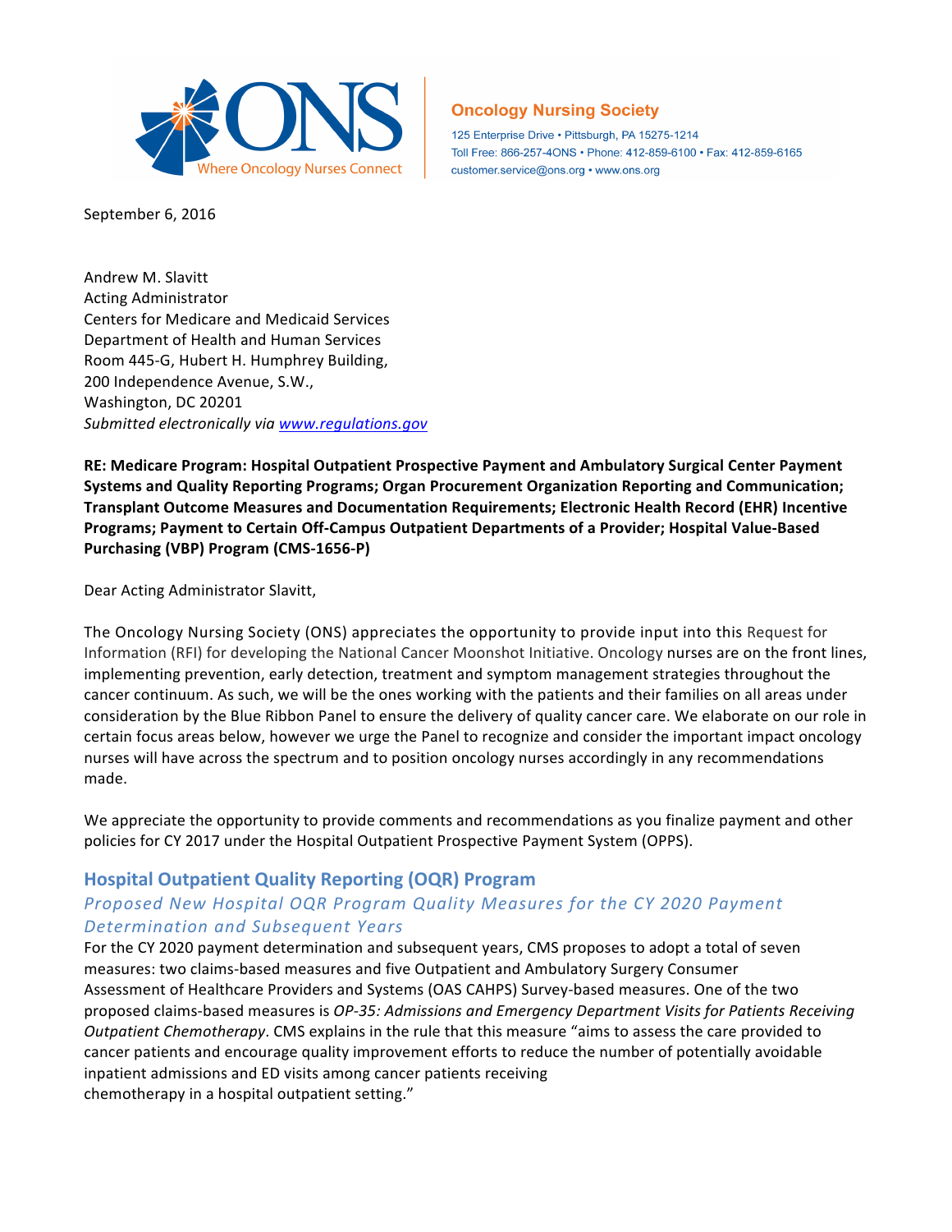**Oncology Nursing Society**

125 Enterprise Drive • Pittsburgh, PA 15275-1214
Toll Free: 866-257-4ONS • Phone: 412-859-6100 • Fax: 412-859-6165
customer.service@ons.org • www.ons.org

September 6, 2016

Andrew M. Slavitt
Acting Administrator
Centers for Medicare and Medicaid Services
Department of Health and Human Services
Room 445-G, Hubert H. Humphrey Building,
200 Independence Avenue, S.W.,
Washington, DC 20201
*Submitted electronically via www.regulations.gov*

**RE: Medicare Program: Hospital Outpatient Prospective Payment and Ambulatory Surgical Center Payment Systems and Quality Reporting Programs; Organ Procurement Organization Reporting and Communication; Transplant Outcome Measures and Documentation Requirements; Electronic Health Record (EHR) Incentive Programs; Payment to Certain Off-Campus Outpatient Departments of a Provider; Hospital Value-Based Purchasing (VBP) Program (CMS-1656-P)**

Dear Acting Administrator Slavitt,

The Oncology Nursing Society (ONS) appreciates the opportunity to provide input into this Request for Information (RFI) for developing the National Cancer Moonshot Initiative. Oncology nurses are on the front lines, implementing prevention, early detection, treatment and symptom management strategies throughout the cancer continuum. As such, we will be the ones working with the patients and their families on all areas under consideration by the Blue Ribbon Panel to ensure the delivery of quality cancer care. We elaborate on our role in certain focus areas below, however we urge the Panel to recognize and consider the important impact oncology nurses will have across the spectrum and to position oncology nurses accordingly in any recommendations made.

We appreciate the opportunity to provide comments and recommendations as you finalize payment and other policies for CY 2017 under the Hospital Outpatient Prospective Payment System (OPPS).

## Hospital Outpatient Quality Reporting (OQR) Program

### *Proposed New Hospital OQR Program Quality Measures for the CY 2020 Payment Determination and Subsequent Years*

For the CY 2020 payment determination and subsequent years, CMS proposes to adopt a total of seven measures: two claims-based measures and five Outpatient and Ambulatory Surgery Consumer Assessment of Healthcare Providers and Systems (OAS CAHPS) Survey-based measures. One of the two proposed claims-based measures is *OP-35: Admissions and Emergency Department Visits for Patients Receiving Outpatient Chemotherapy*. CMS explains in the rule that this measure "aims to assess the care provided to cancer patients and encourage quality improvement efforts to reduce the number of potentially avoidable inpatient admissions and ED visits among cancer patients receiving chemotherapy in a hospital outpatient setting."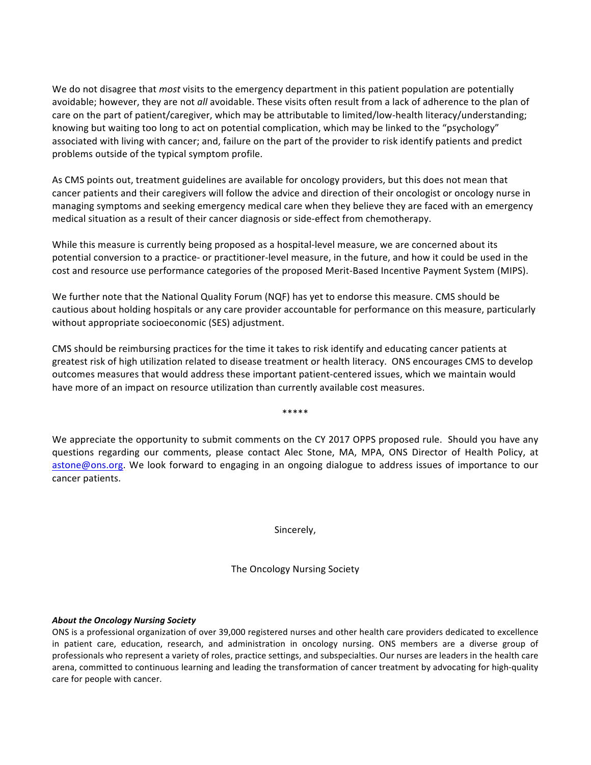We do not disagree that *most* visits to the emergency department in this patient population are potentially avoidable; however, they are not *all* avoidable. These visits often result from a lack of adherence to the plan of care on the part of patient/caregiver, which may be attributable to limited/low-health literacy/understanding; knowing but waiting too long to act on potential complication, which may be linked to the "psychology" associated with living with cancer; and, failure on the part of the provider to risk identify patients and predict problems outside of the typical symptom profile.

As CMS points out, treatment guidelines are available for oncology providers, but this does not mean that cancer patients and their caregivers will follow the advice and direction of their oncologist or oncology nurse in managing symptoms and seeking emergency medical care when they believe they are faced with an emergency medical situation as a result of their cancer diagnosis or side-effect from chemotherapy.

While this measure is currently being proposed as a hospital-level measure, we are concerned about its potential conversion to a practice- or practitioner-level measure, in the future, and how it could be used in the cost and resource use performance categories of the proposed Merit-Based Incentive Payment System (MIPS).

We further note that the National Quality Forum (NQF) has yet to endorse this measure. CMS should be cautious about holding hospitals or any care provider accountable for performance on this measure, particularly without appropriate socioeconomic (SES) adjustment.

CMS should be reimbursing practices for the time it takes to risk identify and educating cancer patients at greatest risk of high utilization related to disease treatment or health literacy. ONS encourages CMS to develop outcomes measures that would address these important patient-centered issues, which we maintain would have more of an impact on resource utilization than currently available cost measures.

*****

We appreciate the opportunity to submit comments on the CY 2017 OPPS proposed rule. Should you have any questions regarding our comments, please contact Alec Stone, MA, MPA, ONS Director of Health Policy, at astone@ons.org. We look forward to engaging in an ongoing dialogue to address issues of importance to our cancer patients.

Sincerely,

The Oncology Nursing Society

***About the Oncology Nursing Society***

ONS is a professional organization of over 39,000 registered nurses and other health care providers dedicated to excellence in patient care, education, research, and administration in oncology nursing. ONS members are a diverse group of professionals who represent a variety of roles, practice settings, and subspecialties. Our nurses are leaders in the health care arena, committed to continuous learning and leading the transformation of cancer treatment by advocating for high-quality care for people with cancer.